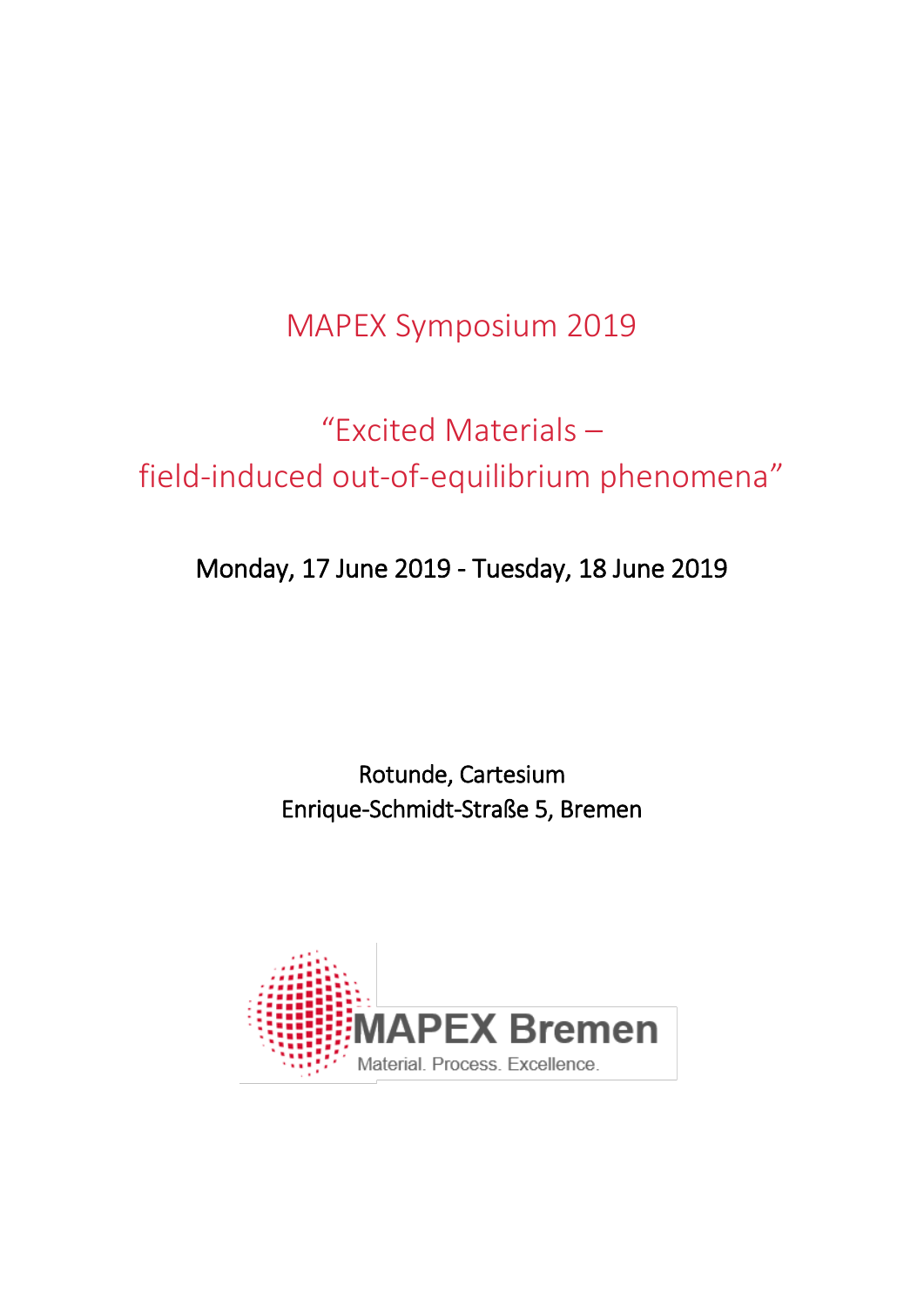# MAPEX Symposium 2019

## "Excited Materials – field-induced out-of-equilibrium phenomena"

Monday, 17 June 2019 - Tuesday, 18 June 2019

Rotunde, Cartesium
Enrique-Schmidt-Straße 5, Bremen

MAPEX Bremen
Material. Process. Excellence.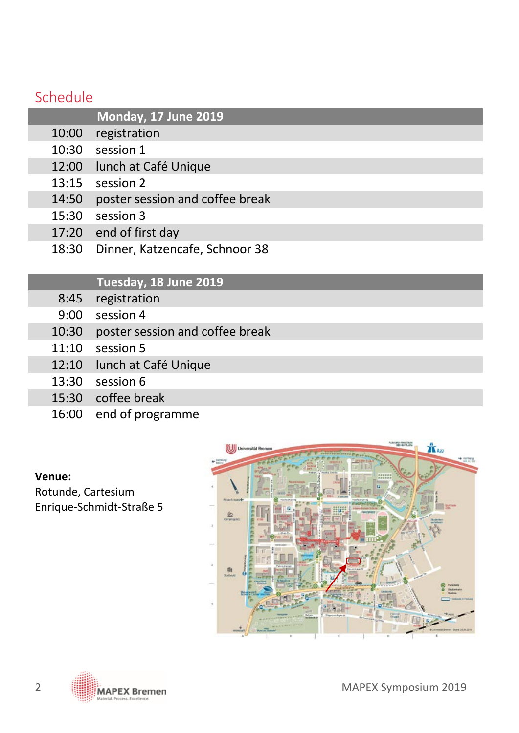## Schedule

| | Monday, 17 June 2019 |
|---|---|
| 10:00 | registration |
| 10:30 | session 1 |
| 12:00 | lunch at Café Unique |
| 13:15 | session 2 |
| 14:50 | poster session and coffee break |
| 15:30 | session 3 |
| 17:20 | end of first day |
| 18:30 | Dinner, Katzencafe, Schnoor 38 |

| | Tuesday, 18 June 2019 |
|---|---|
| 8:45 | registration |
| 9:00 | session 4 |
| 10:30 | poster session and coffee break |
| 11:10 | session 5 |
| 12:10 | lunch at Café Unique |
| 13:30 | session 6 |
| 15:30 | coffee break |
| 16:00 | end of programme |

**Venue:**
Rotunde, Cartesium
Enrique-Schmidt-Straße 5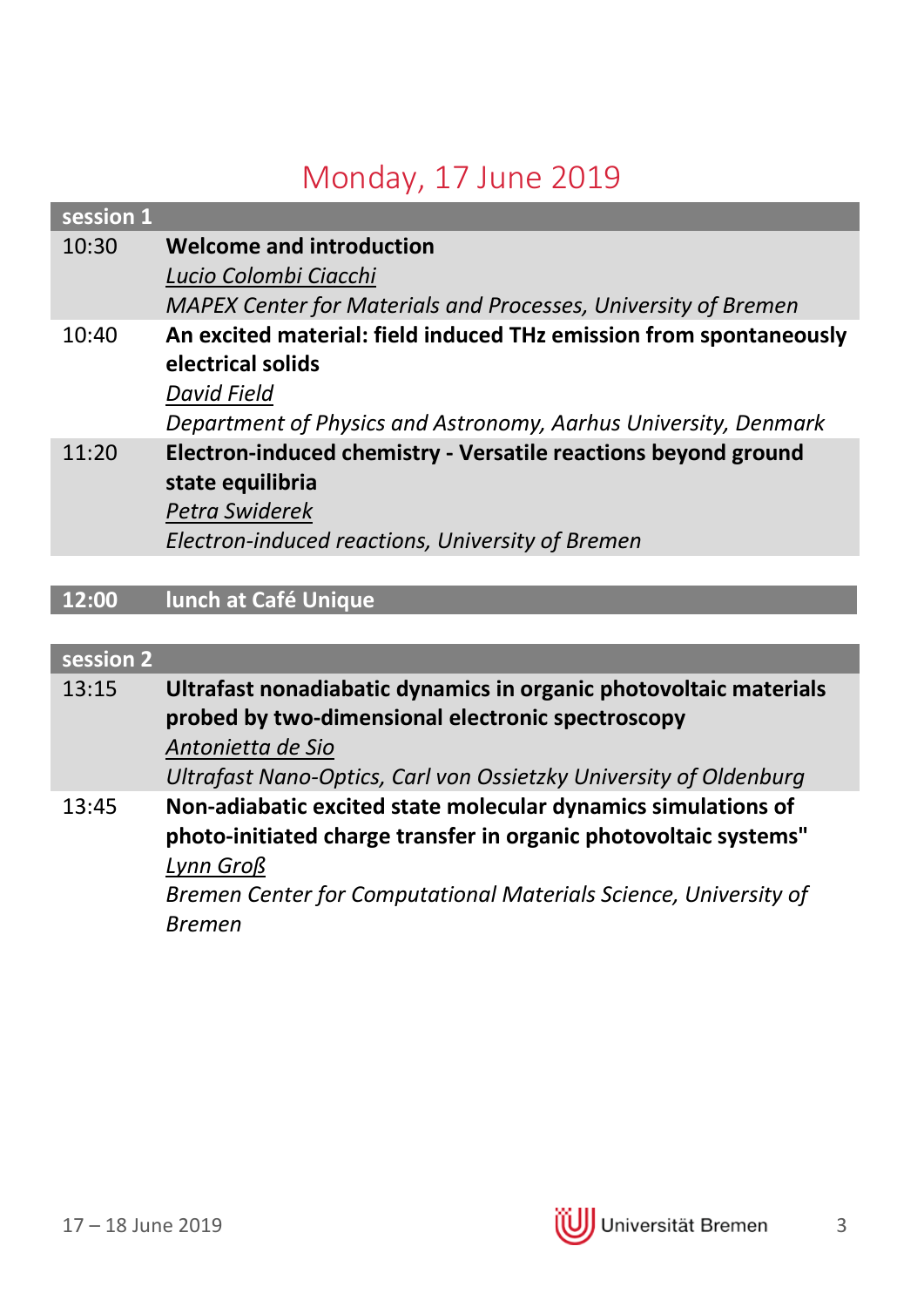# Monday, 17 June 2019

| session 1 | |
|---|---|
| 10:30 | **Welcome and introduction**<br>Lucio Colombi Ciacchi<br>*MAPEX Center for Materials and Processes, University of Bremen* |
| 10:40 | **An excited material: field induced THz emission from spontaneously electrical solids**<br>David Field<br>*Department of Physics and Astronomy, Aarhus University, Denmark* |
| 11:20 | **Electron-induced chemistry - Versatile reactions beyond ground state equilibria**<br>Petra Swiderek<br>*Electron-induced reactions, University of Bremen* |

| **12:00** | **lunch at Café Unique** |
|---|---|

| session 2 | |
|---|---|
| 13:15 | **Ultrafast nonadiabatic dynamics in organic photovoltaic materials probed by two-dimensional electronic spectroscopy**<br>Antonietta de Sio<br>*Ultrafast Nano-Optics, Carl von Ossietzky University of Oldenburg* |
| 13:45 | **Non-adiabatic excited state molecular dynamics simulations of photo-initiated charge transfer in organic photovoltaic systems"**<br>Lynn Groß<br>*Bremen Center for Computational Materials Science, University of Bremen* |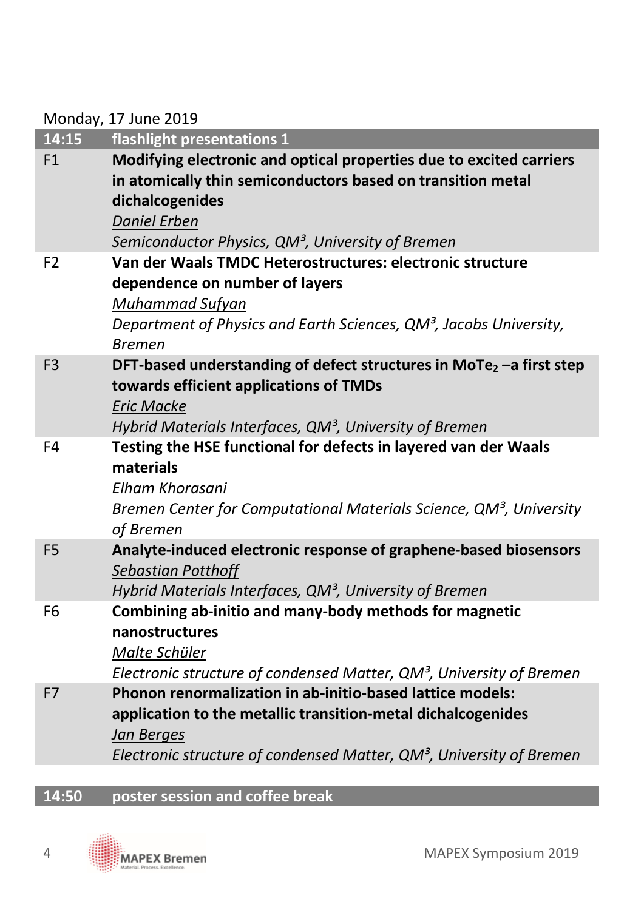Monday, 17 June 2019

| 14:15 | flashlight presentations 1 |
|---|---|
| F1 | **Modifying electronic and optical properties due to excited carriers in atomically thin semiconductors based on transition metal dichalcogenides**<br>*Daniel Erben*<br>*Semiconductor Physics, QM³, University of Bremen* |
| F2 | **Van der Waals TMDC Heterostructures: electronic structure dependence on number of layers**<br>*Muhammad Sufyan*<br>*Department of Physics and Earth Sciences, QM³, Jacobs University, Bremen* |
| F3 | **DFT-based understanding of defect structures in $MoTe_2$ –a first step towards efficient applications of TMDs**<br>*Eric Macke*<br>*Hybrid Materials Interfaces, QM³, University of Bremen* |
| F4 | **Testing the HSE functional for defects in layered van der Waals materials**<br>*Elham Khorasani*<br>*Bremen Center for Computational Materials Science, QM³, University of Bremen* |
| F5 | **Analyte-induced electronic response of graphene-based biosensors**<br>*Sebastian Potthoff*<br>*Hybrid Materials Interfaces, QM³, University of Bremen* |
| F6 | **Combining ab-initio and many-body methods for magnetic nanostructures**<br>*Malte Schüler*<br>*Electronic structure of condensed Matter, QM³, University of Bremen* |
| F7 | **Phonon renormalization in ab-initio-based lattice models: application to the metallic transition-metal dichalcogenides**<br>*Jan Berges*<br>*Electronic structure of condensed Matter, QM³, University of Bremen* |

| 14:50 | poster session and coffee break |
|---|---|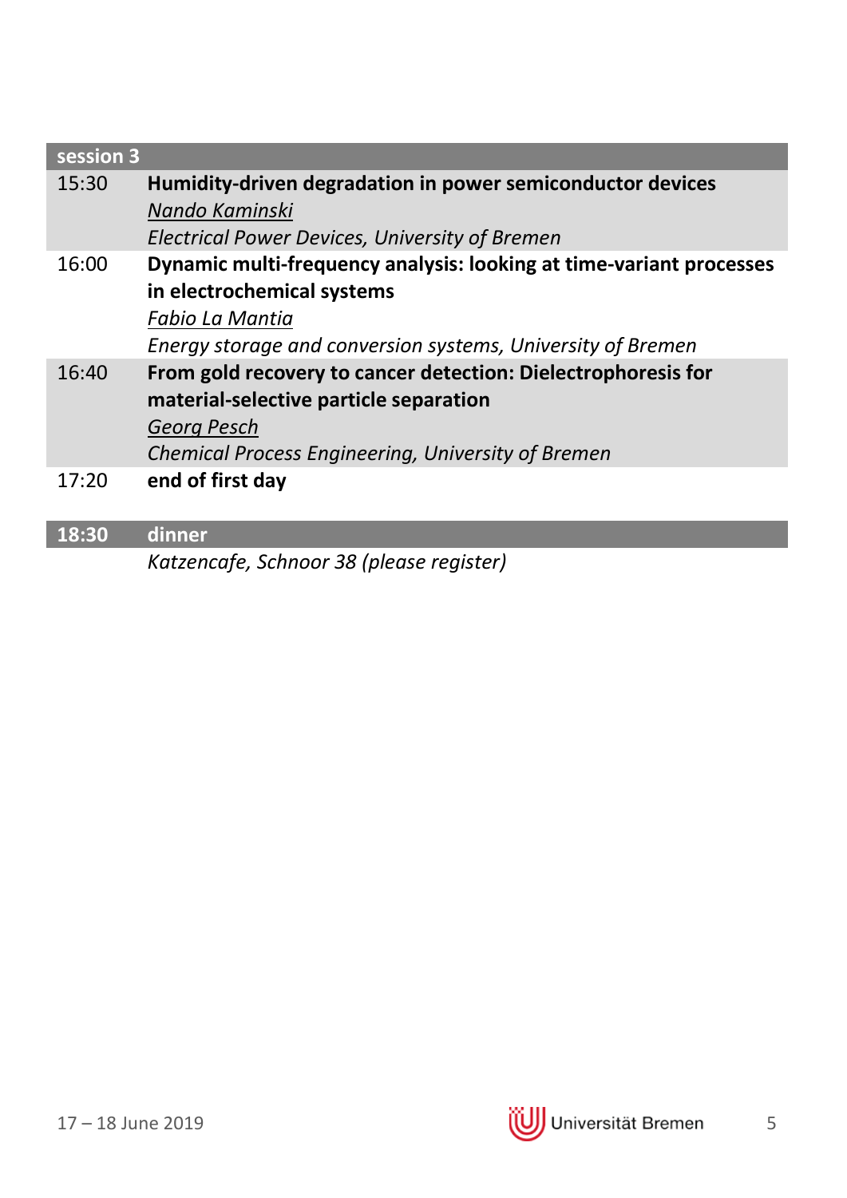| session 3 | |
|---|---|
| 15:30 | **Humidity-driven degradation in power semiconductor devices**<br>*Nando Kaminski*<br>*Electrical Power Devices, University of Bremen* |
| 16:00 | **Dynamic multi-frequency analysis: looking at time-variant processes in electrochemical systems**<br>*Fabio La Mantia*<br>*Energy storage and conversion systems, University of Bremen* |
| 16:40 | **From gold recovery to cancer detection: Dielectrophoresis for material-selective particle separation**<br>*Georg Pesch*<br>*Chemical Process Engineering, University of Bremen* |
| 17:20 | **end of first day** |

| **18:30** | **dinner** |
|---|---|
| | *Katzencafe, Schnoor 38 (please register)* |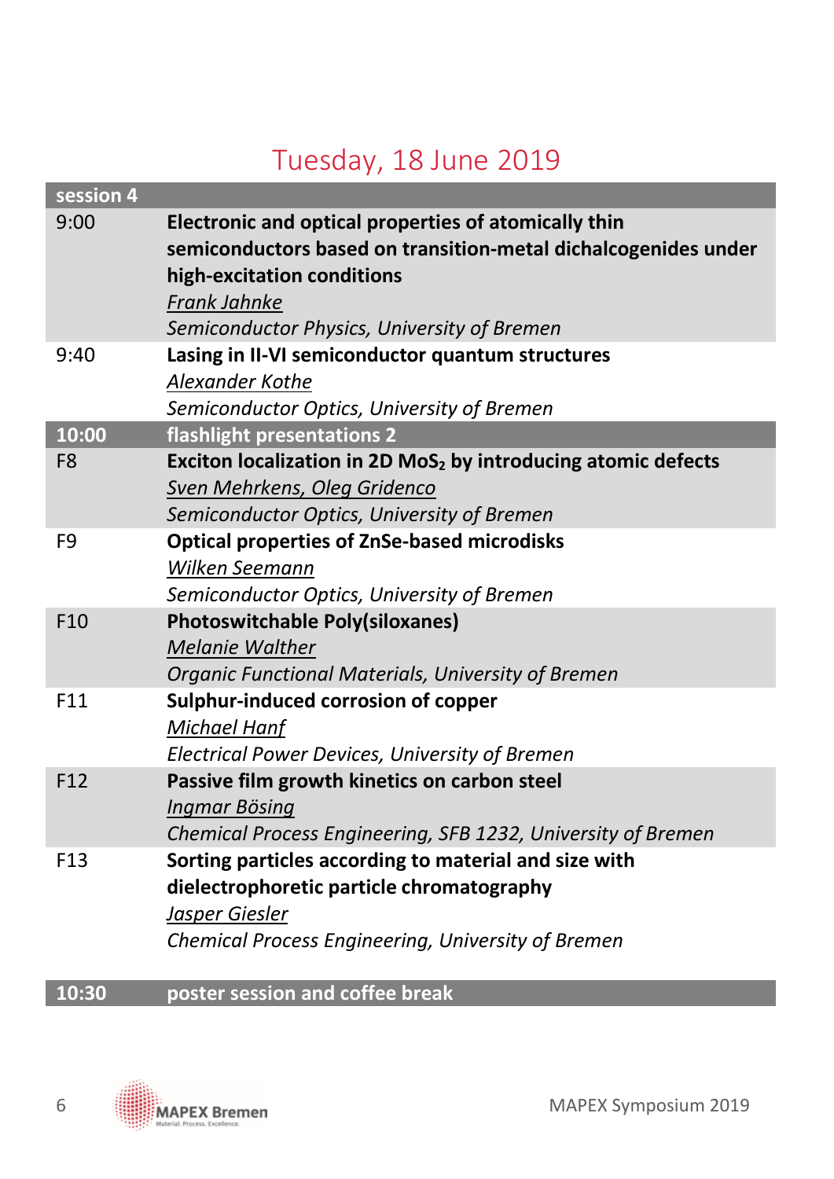# Tuesday, 18 June 2019

| session 4 | |
|---|---|
| 9:00 | **Electronic and optical properties of atomically thin semiconductors based on transition-metal dichalcogenides under high-excitation conditions**<br>*Frank Jahnke*<br>*Semiconductor Physics, University of Bremen* |
| 9:40 | **Lasing in II-VI semiconductor quantum structures**<br>*Alexander Kothe*<br>*Semiconductor Optics, University of Bremen* |
| **10:00** | **flashlight presentations 2** |
| F8 | **Exciton localization in 2D $MoS_2$ by introducing atomic defects**<br>*Sven Mehrkens, Oleg Gridenco*<br>*Semiconductor Optics, University of Bremen* |
| F9 | **Optical properties of ZnSe-based microdisks**<br>*Wilken Seemann*<br>*Semiconductor Optics, University of Bremen* |
| F10 | **Photoswitchable Poly(siloxanes)**<br>*Melanie Walther*<br>*Organic Functional Materials, University of Bremen* |
| F11 | **Sulphur-induced corrosion of copper**<br>*Michael Hanf*<br>*Electrical Power Devices, University of Bremen* |
| F12 | **Passive film growth kinetics on carbon steel**<br>*Ingmar Bösing*<br>*Chemical Process Engineering, SFB 1232, University of Bremen* |
| F13 | **Sorting particles according to material and size with dielectrophoretic particle chromatography**<br>*Jasper Giesler*<br>*Chemical Process Engineering, University of Bremen* |
| **10:30** | **poster session and coffee break** |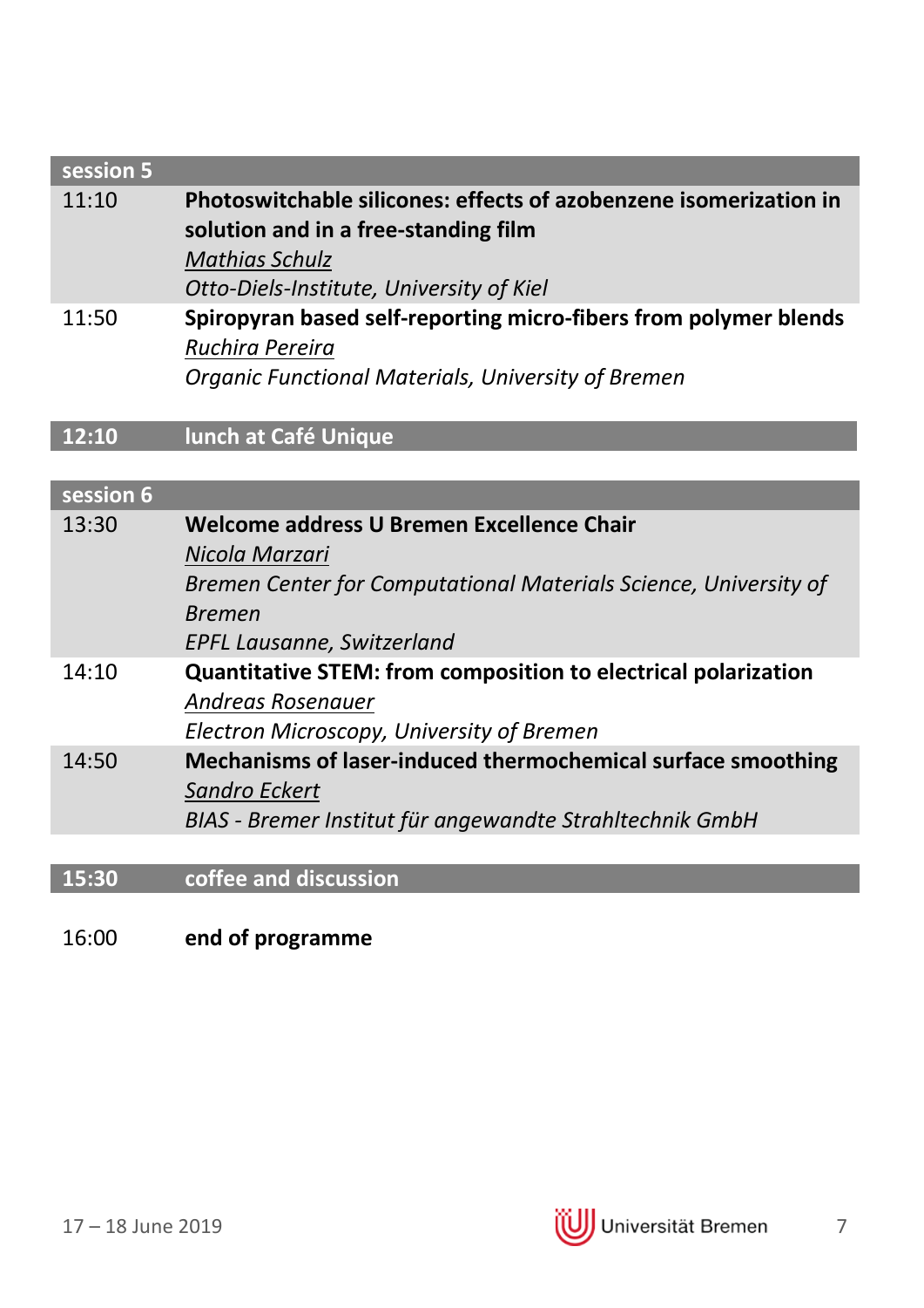| session 5 | |
|---|---|
| 11:10 | **Photoswitchable silicones: effects of azobenzene isomerization in solution and in a free-standing film**<br>*Mathias Schulz*<br>*Otto-Diels-Institute, University of Kiel* |
| 11:50 | **Spiropyran based self-reporting micro-fibers from polymer blends**<br>*Ruchira Pereira*<br>*Organic Functional Materials, University of Bremen* |

| **12:10** | **lunch at Café Unique** |
|---|---|

| session 6 | |
|---|---|
| 13:30 | **Welcome address U Bremen Excellence Chair**<br>*Nicola Marzari*<br>*Bremen Center for Computational Materials Science, University of Bremen*<br>*EPFL Lausanne, Switzerland* |
| 14:10 | **Quantitative STEM: from composition to electrical polarization**<br>*Andreas Rosenauer*<br>*Electron Microscopy, University of Bremen* |
| 14:50 | **Mechanisms of laser-induced thermochemical surface smoothing**<br>*Sandro Eckert*<br>*BIAS - Bremer Institut für angewandte Strahltechnik GmbH* |

| **15:30** | **coffee and discussion** |
|---|---|

16:00 **end of programme**

17 – 18 June 2019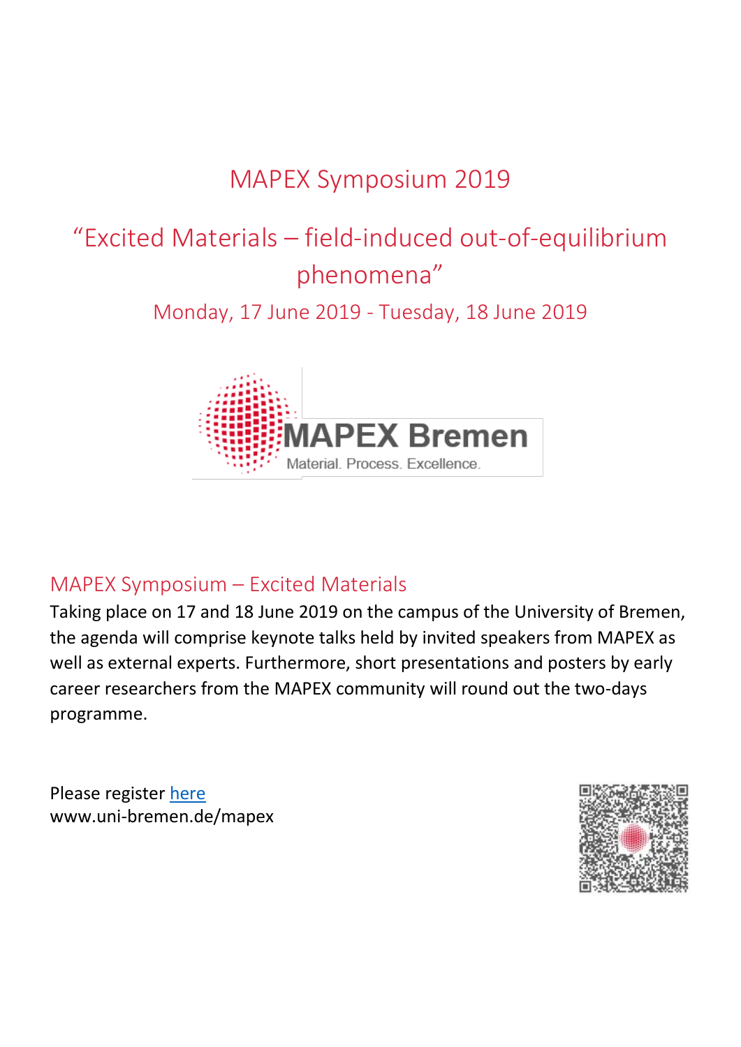# MAPEX Symposium 2019

## "Excited Materials – field-induced out-of-equilibrium phenomena"

### Monday, 17 June 2019 - Tuesday, 18 June 2019

MAPEX Bremen

Material. Process. Excellence.

## MAPEX Symposium – Excited Materials

Taking place on 17 and 18 June 2019 on the campus of the University of Bremen, the agenda will comprise keynote talks held by invited speakers from MAPEX as well as external experts. Furthermore, short presentations and posters by early career researchers from the MAPEX community will round out the two-days programme.

Please register here
www.uni-bremen.de/mapex